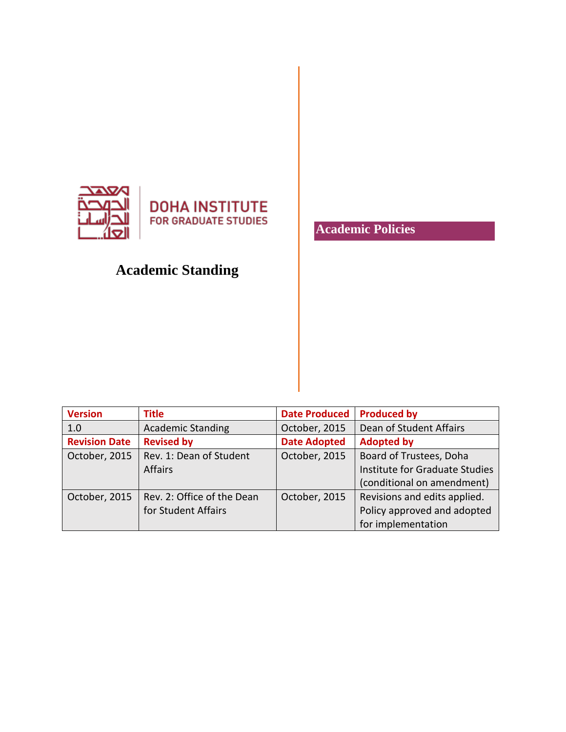DOHA INSTITUTE
FOR GRADUATE STUDIES

# Academic Standing

**Academic Policies**

| Version | Title | Date Produced | Produced by |
|---|---|---|---|
| 1.0 | Academic Standing | October, 2015 | Dean of Student Affairs |
| **Revision Date** | **Revised by** | **Date Adopted** | **Adopted by** |
| October, 2015 | Rev. 1: Dean of Student Affairs | October, 2015 | Board of Trustees, Doha Institute for Graduate Studies (conditional on amendment) |
| October, 2015 | Rev. 2: Office of the Dean for Student Affairs | October, 2015 | Revisions and edits applied. Policy approved and adopted for implementation |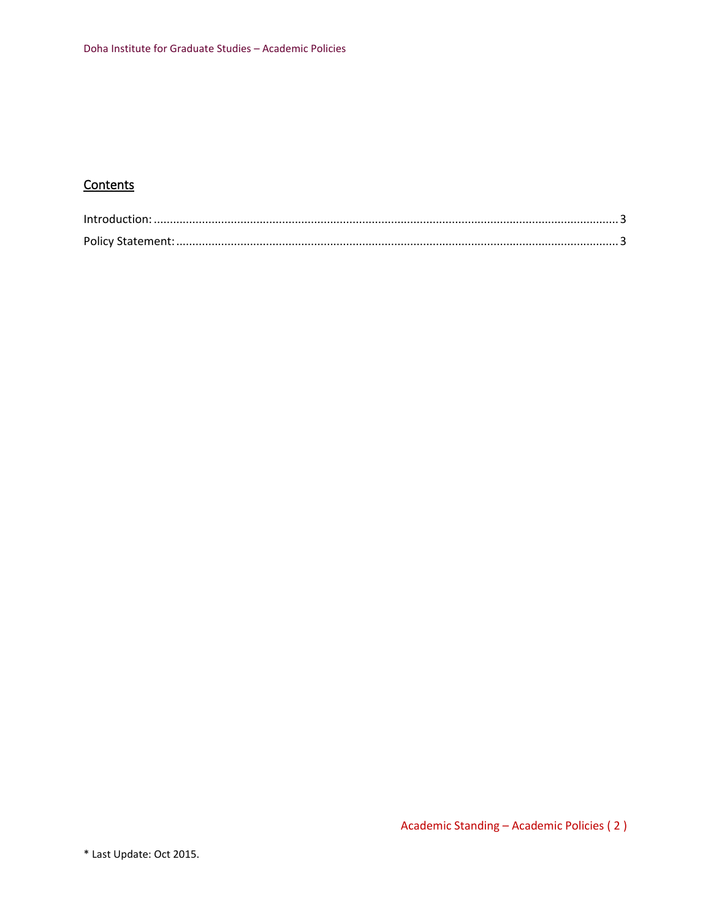## Contents

Introduction: ............................................................................................................................................. 3

Policy Statement: ....................................................................................................................................... 3

* Last Update: Oct 2015.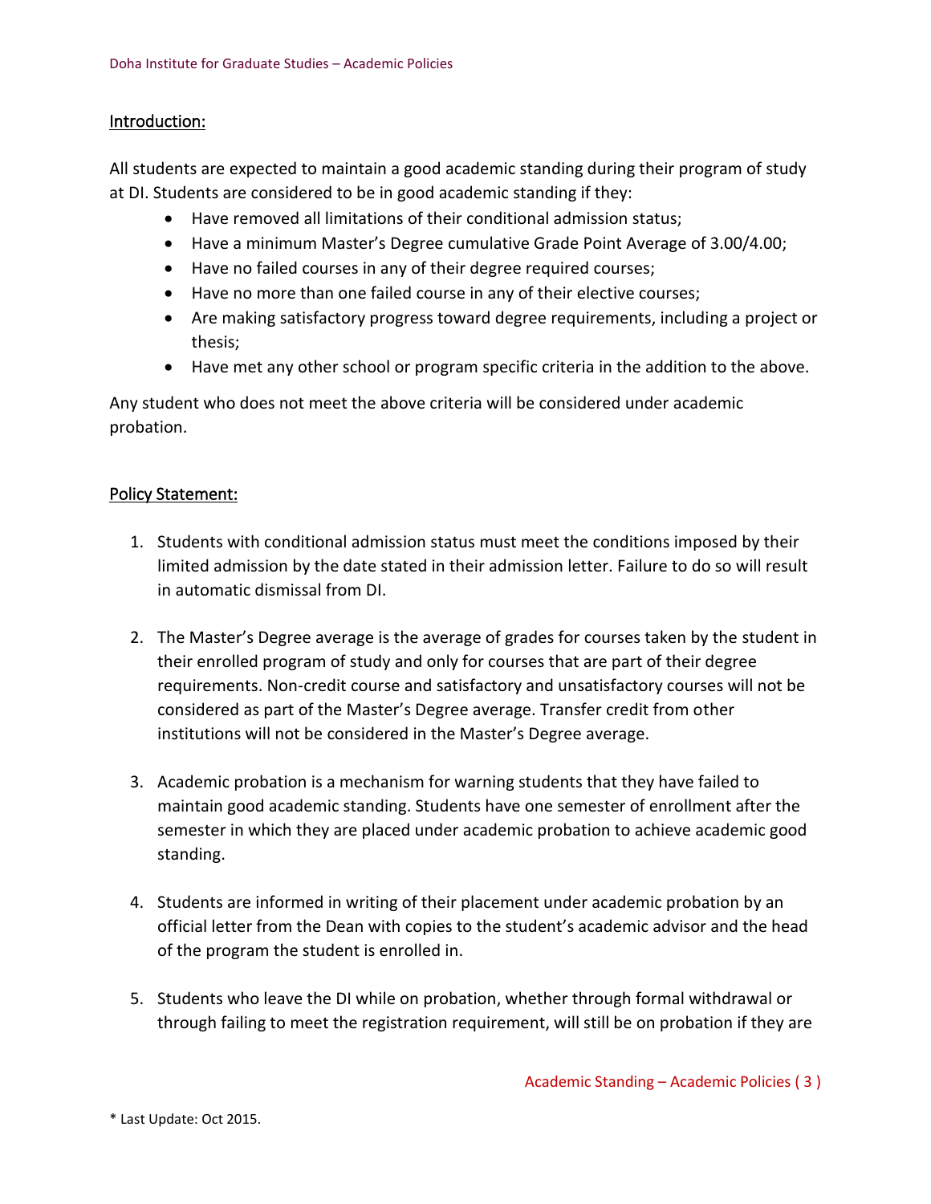## Introduction:

All students are expected to maintain a good academic standing during their program of study at DI. Students are considered to be in good academic standing if they:

- Have removed all limitations of their conditional admission status;
- Have a minimum Master's Degree cumulative Grade Point Average of 3.00/4.00;
- Have no failed courses in any of their degree required courses;
- Have no more than one failed course in any of their elective courses;
- Are making satisfactory progress toward degree requirements, including a project or thesis;
- Have met any other school or program specific criteria in the addition to the above.

Any student who does not meet the above criteria will be considered under academic probation.

## Policy Statement:

1. Students with conditional admission status must meet the conditions imposed by their limited admission by the date stated in their admission letter. Failure to do so will result in automatic dismissal from DI.

2. The Master's Degree average is the average of grades for courses taken by the student in their enrolled program of study and only for courses that are part of their degree requirements. Non-credit course and satisfactory and unsatisfactory courses will not be considered as part of the Master's Degree average. Transfer credit from other institutions will not be considered in the Master's Degree average.

3. Academic probation is a mechanism for warning students that they have failed to maintain good academic standing. Students have one semester of enrollment after the semester in which they are placed under academic probation to achieve academic good standing.

4. Students are informed in writing of their placement under academic probation by an official letter from the Dean with copies to the student's academic advisor and the head of the program the student is enrolled in.

5. Students who leave the DI while on probation, whether through formal withdrawal or through failing to meet the registration requirement, will still be on probation if they are

\* Last Update: Oct 2015.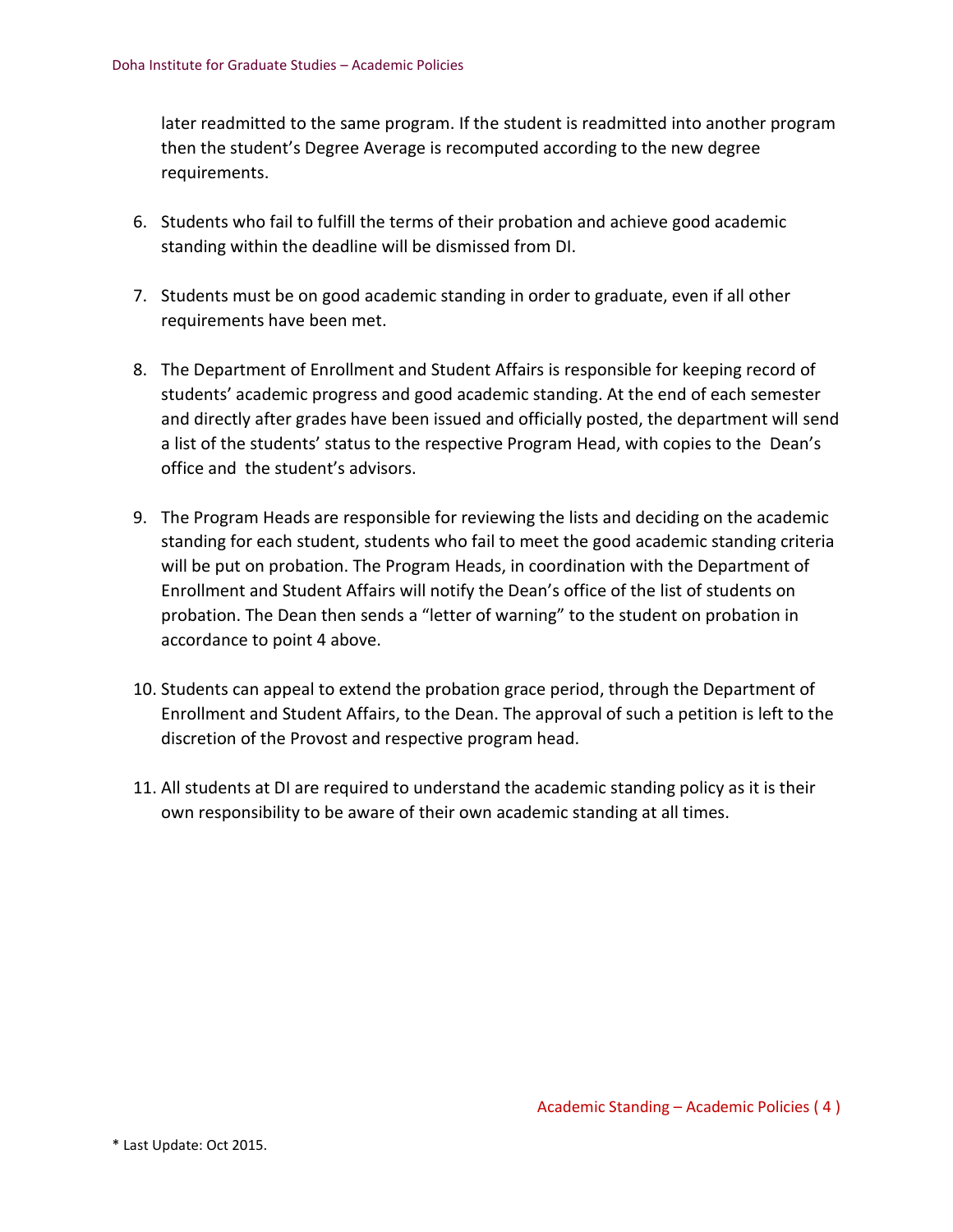later readmitted to the same program. If the student is readmitted into another program then the student's Degree Average is recomputed according to the new degree requirements.

6. Students who fail to fulfill the terms of their probation and achieve good academic standing within the deadline will be dismissed from DI.

7. Students must be on good academic standing in order to graduate, even if all other requirements have been met.

8. The Department of Enrollment and Student Affairs is responsible for keeping record of students' academic progress and good academic standing. At the end of each semester and directly after grades have been issued and officially posted, the department will send a list of the students' status to the respective Program Head, with copies to the Dean's office and the student's advisors.

9. The Program Heads are responsible for reviewing the lists and deciding on the academic standing for each student, students who fail to meet the good academic standing criteria will be put on probation. The Program Heads, in coordination with the Department of Enrollment and Student Affairs will notify the Dean's office of the list of students on probation. The Dean then sends a "letter of warning" to the student on probation in accordance to point 4 above.

10. Students can appeal to extend the probation grace period, through the Department of Enrollment and Student Affairs, to the Dean. The approval of such a petition is left to the discretion of the Provost and respective program head.

11. All students at DI are required to understand the academic standing policy as it is their own responsibility to be aware of their own academic standing at all times.

* Last Update: Oct 2015.